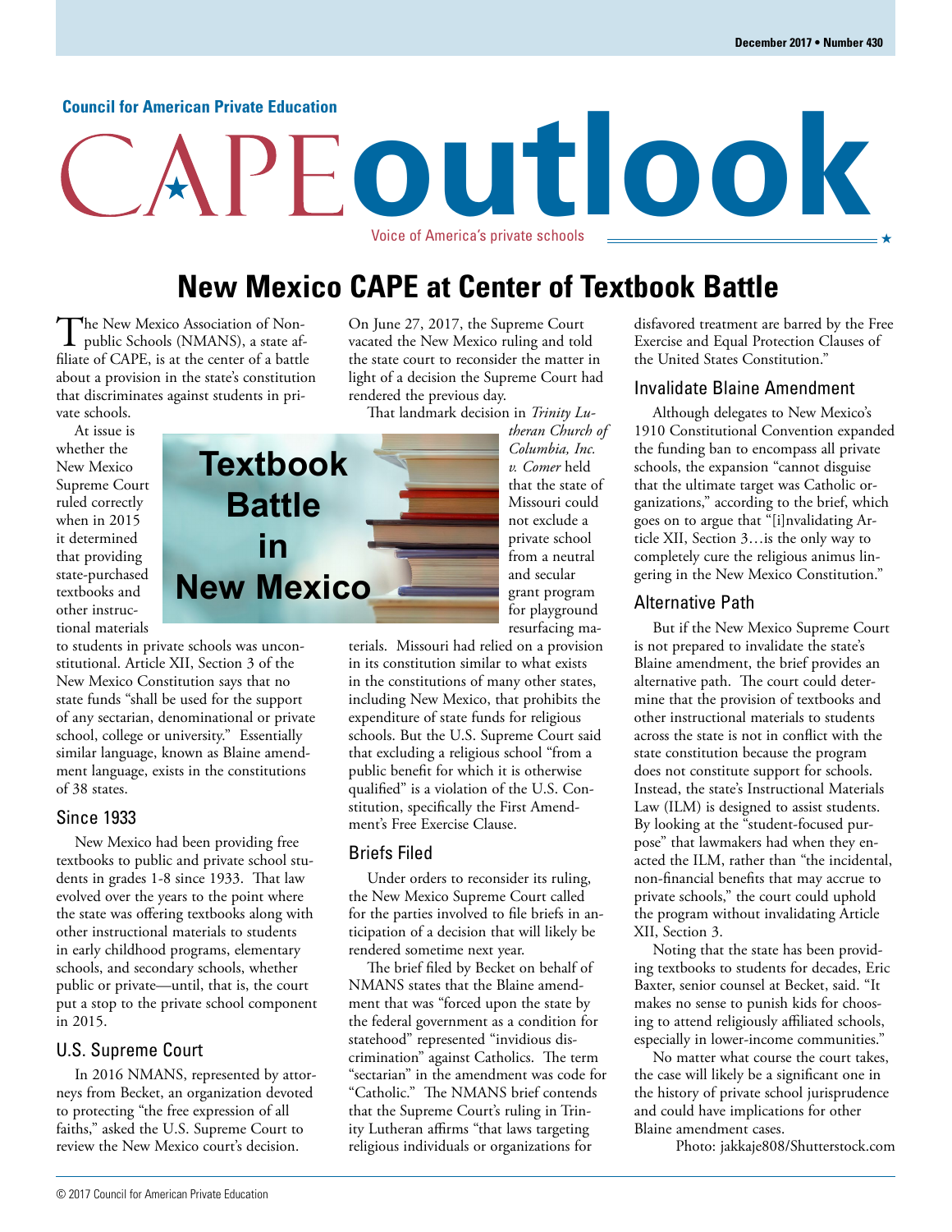Council for American Private Education

# CAPE outlook

Voice of America's private schools

December 2017 • Number 430

## New Mexico CAPE at Center of Textbook Battle

The New Mexico Association of Nonpublic Schools (NMANS), a state affiliate of CAPE, is at the center of a battle about a provision in the state's constitution that discriminates against students in private schools.

At issue is whether the New Mexico Supreme Court ruled correctly when in 2015 it determined that providing state-purchased textbooks and other instructional materials to students in private schools was unconstitutional. Article XII, Section 3 of the New Mexico Constitution says that no state funds "shall be used for the support of any sectarian, denominational or private school, college or university." Essentially similar language, known as Blaine amendment language, exists in the constitutions of 38 states.

### Since 1933

New Mexico had been providing free textbooks to public and private school students in grades 1-8 since 1933. That law evolved over the years to the point where the state was offering textbooks along with other instructional materials to students in early childhood programs, elementary schools, and secondary schools, whether public or private—until, that is, the court put a stop to the private school component in 2015.

### U.S. Supreme Court

In 2016 NMANS, represented by attorneys from Becket, an organization devoted to protecting "the free expression of all faiths," asked the U.S. Supreme Court to review the New Mexico court's decision. On June 27, 2017, the Supreme Court vacated the New Mexico ruling and told the state court to reconsider the matter in light of a decision the Supreme Court had rendered the previous day.

That landmark decision in *Trinity Lutheran Church of Columbia, Inc. v. Comer* held that the state of Missouri could not exclude a private school from a neutral and secular grant program for playground resurfacing materials. Missouri had relied on a provision in its constitution similar to what exists in the constitutions of many other states, including New Mexico, that prohibits the expenditure of state funds for religious schools. But the U.S. Supreme Court said that excluding a religious school "from a public benefit for which it is otherwise qualified" is a violation of the U.S. Constitution, specifically the First Amendment's Free Exercise Clause.

### Briefs Filed

Under orders to reconsider its ruling, the New Mexico Supreme Court called for the parties involved to file briefs in anticipation of a decision that will likely be rendered sometime next year.

The brief filed by Becket on behalf of NMANS states that the Blaine amendment that was "forced upon the state by the federal government as a condition for statehood" represented "invidious discrimination" against Catholics. The term "sectarian" in the amendment was code for "Catholic." The NMANS brief contends that the Supreme Court's ruling in Trinity Lutheran affirms "that laws targeting religious individuals or organizations for disfavored treatment are barred by the Free Exercise and Equal Protection Clauses of the United States Constitution."

### Invalidate Blaine Amendment

Although delegates to New Mexico's 1910 Constitutional Convention expanded the funding ban to encompass all private schools, the expansion "cannot disguise that the ultimate target was Catholic organizations," according to the brief, which goes on to argue that "[i]nvalidating Article XII, Section 3…is the only way to completely cure the religious animus lingering in the New Mexico Constitution."

### Alternative Path

But if the New Mexico Supreme Court is not prepared to invalidate the state's Blaine amendment, the brief provides an alternative path. The court could determine that the provision of textbooks and other instructional materials to students across the state is not in conflict with the state constitution because the program does not constitute support for schools. Instead, the state's Instructional Materials Law (ILM) is designed to assist students. By looking at the "student-focused purpose" that lawmakers had when they enacted the ILM, rather than "the incidental, non-financial benefits that may accrue to private schools," the court could uphold the program without invalidating Article XII, Section 3.

Noting that the state has been providing textbooks to students for decades, Eric Baxter, senior counsel at Becket, said. "It makes no sense to punish kids for choosing to attend religiously affiliated schools, especially in lower-income communities."

No matter what course the court takes, the case will likely be a significant one in the history of private school jurisprudence and could have implications for other Blaine amendment cases.

Textbook Battle in New Mexico

Photo: jakkaje808/Shutterstock.com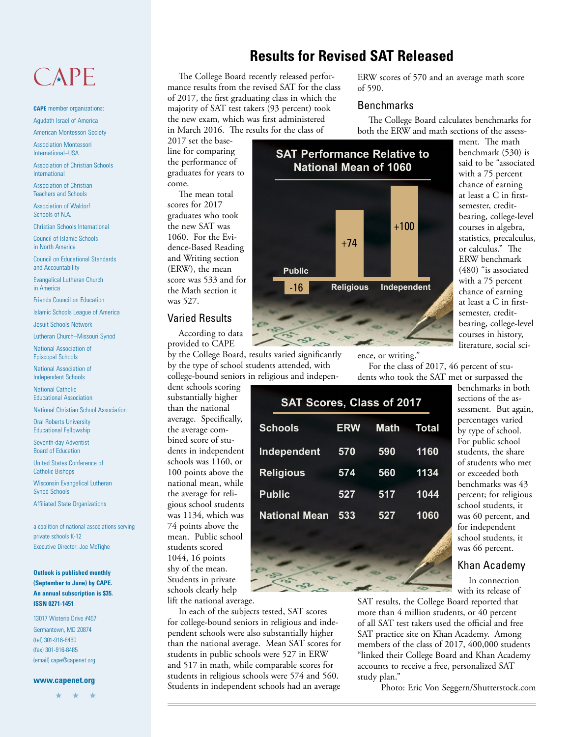# Results for Revised SAT Released

The College Board recently released performance results from the revised SAT for the class of 2017, the first graduating class in which the majority of SAT test takers (93 percent) took the new exam, which was first administered in March 2016. The results for the class of 2017 set the baseline for comparing the performance of graduates for years to come.

The mean total scores for 2017 graduates who took the new SAT was 1060. For the Evidence-Based Reading and Writing section (ERW), the mean score was 533 and for the Math section it was 527.

## Varied Results

According to data provided to CAPE by the College Board, results varied significantly by the type of school students attended, with college-bound seniors in religious and independent schools scoring substantially higher than the national average. Specifically, the average combined score of students in independent schools was 1160, or 100 points above the national mean, while the average for religious school students was 1134, which was 74 points above the mean. Public school students scored 1044, 16 points shy of the mean. Students in private schools clearly help lift the national average.

In each of the subjects tested, SAT scores for college-bound seniors in religious and independent schools were also substantially higher than the national average. Mean SAT scores for students in public schools were 527 in ERW and 517 in math, while comparable scores for students in religious schools were 574 and 560. Students in independent schools had an average ERW scores of 570 and an average math score of 590.

**SAT Performance Relative to National Mean of 1060**

| Schools | Relative to Mean |
|---|---|
| Public | -16 |
| Religious | +74 |
| Independent | +100 |

**SAT Scores, Class of 2017**

| Schools | ERW | Math | Total |
|---|---|---|---|
| Independent | 570 | 590 | 1160 |
| Religious | 574 | 560 | 1134 |
| Public | 527 | 517 | 1044 |
| National Mean | 533 | 527 | 1060 |

## Benchmarks

The College Board calculates benchmarks for both the ERW and math sections of the assessment. The math benchmark (530) is said to be "associated with a 75 percent chance of earning at least a C in first-semester, credit-bearing, college-level courses in algebra, statistics, precalculus, or calculus." The ERW benchmark (480) "is associated with a 75 percent chance of earning at least a C in first-semester, credit-bearing, college-level courses in history, literature, social science, or writing."

For the class of 2017, 46 percent of students who took the SAT met or surpassed the benchmarks in both sections of the assessment. But again, percentages varied by type of school. For public school students, the share of students who met or exceeded both benchmarks was 43 percent; for religious school students, it was 60 percent, and for independent school students, it was 66 percent.

## Khan Academy

In connection with its release of SAT results, the College Board reported that more than 4 million students, or 40 percent of all SAT test takers used the official and free SAT practice site on Khan Academy. Among members of the class of 2017, 400,000 students "linked their College Board and Khan Academy accounts to receive a free, personalized SAT study plan."

Photo: Eric Von Seggern/Shutterstock.com

---

CAPE

**CAPE** member organizations:

- Agudath Israel of America
- American Montessori Society
- Association Montessori International–USA
- Association of Christian Schools International
- Association of Christian Teachers and Schools
- Association of Waldorf Schools of N.A.
- Christian Schools International
- Council of Islamic Schools in North America
- Council on Educational Standards and Accountability
- Evangelical Lutheran Church in America
- Friends Council on Education
- Islamic Schools League of America
- Jesuit Schools Network
- Lutheran Church–Missouri Synod
- National Association of Episcopal Schools
- National Association of Independent Schools
- National Catholic Educational Association
- National Christian School Association
- Oral Roberts University Educational Fellowship
- Seventh-day Adventist Board of Education
- United States Conference of Catholic Bishops
- Wisconsin Evangelical Lutheran Synod Schools
- Affiliated State Organizations

a coalition of national associations serving private schools K-12

Executive Director: Joe McTighe

**Outlook is published monthly (September to June) by CAPE. An annual subscription is $35. ISSN 0271-1451**

13017 Wisteria Drive #457
Germantown, MD 20874
(tel) 301-916-8460
(fax) 301-916-8485
(email) cape@capenet.org

**www.capenet.org**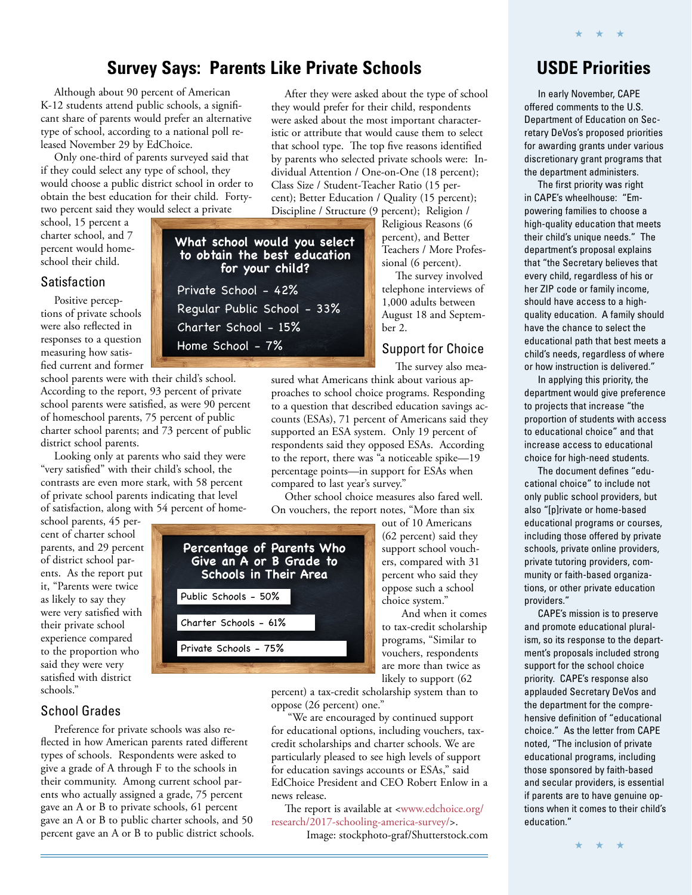# Survey Says: Parents Like Private Schools

Although about 90 percent of American K-12 students attend public schools, a significant share of parents would prefer an alternative type of school, according to a national poll released November 29 by EdChoice.

Only one-third of parents surveyed said that if they could select any type of school, they would choose a public district school in order to obtain the best education for their child. Forty-two percent said they would select a private school, 15 percent a charter school, and 7 percent would homeschool their child.

**What school would you select to obtain the best education for your child?**

- Private School - 42%
- Regular Public School - 33%
- Charter School - 15%
- Home School - 7%

## Satisfaction

Positive perceptions of private schools were also reflected in responses to a question measuring how satisfied current and former school parents were with their child's school. According to the report, 93 percent of private school parents were satisfied, as were 90 percent of homeschool parents, 75 percent of public charter school parents; and 73 percent of public district school parents.

Looking only at parents who said they were "very satisfied" with their child's school, the contrasts are even more stark, with 58 percent of private school parents indicating that level of satisfaction, along with 54 percent of homeschool parents, 45 percent of charter school parents, and 29 percent of district school parents. As the report put it, "Parents were twice as likely to say they were very satisfied with their private school experience compared to the proportion who said they were very satisfied with district schools."

## School Grades

Preference for private schools was also reflected in how American parents rated different types of schools. Respondents were asked to give a grade of A through F to the schools in their community. Among current school parents who actually assigned a grade, 75 percent gave an A or B to private schools, 61 percent gave an A or B to public charter schools, and 50 percent gave an A or B to public district schools.

**Percentage of Parents Who Give an A or B Grade to Schools in Their Area**

- Public Schools - 50%
- Charter Schools - 61%
- Private Schools - 75%

After they were asked about the type of school they would prefer for their child, respondents were asked about the most important characteristic or attribute that would cause them to select that school type. The top five reasons identified by parents who selected private schools were: Individual Attention / One-on-One (18 percent); Class Size / Student-Teacher Ratio (15 percent); Better Education / Quality (15 percent); Discipline / Structure (9 percent); Religion / Religious Reasons (6 percent), and Better Teachers / More Professional (6 percent).

The survey involved telephone interviews of 1,000 adults between August 18 and September 2.

## Support for Choice

The survey also measured what Americans think about various approaches to school choice programs. Responding to a question that described education savings accounts (ESAs), 71 percent of Americans said they supported an ESA system. Only 19 percent of respondents said they opposed ESAs. According to the report, there was "a noticeable spike—19 percentage points—in support for ESAs when compared to last year's survey."

Other school choice measures also fared well. On vouchers, the report notes, "More than six out of 10 Americans (62 percent) said they support school vouchers, compared with 31 percent who said they oppose such a school choice system."

And when it comes to tax-credit scholarship programs, "Similar to vouchers, respondents are more than twice as likely to support (62 percent) a tax-credit scholarship system than to oppose (26 percent) one."

"We are encouraged by continued support for educational options, including vouchers, tax-credit scholarships and charter schools. We are particularly pleased to see high levels of support for education savings accounts or ESAs," said EdChoice President and CEO Robert Enlow in a news release.

The report is available at <www.edchoice.org/research/2017-schooling-america-survey/>.

Image: stockphoto-graf/Shutterstock.com

# USDE Priorities

In early November, CAPE offered comments to the U.S. Department of Education on Secretary DeVos's proposed priorities for awarding grants under various discretionary grant programs that the department administers.

The first priority was right in CAPE's wheelhouse: "Empowering families to choose a high-quality education that meets their child's unique needs." The department's proposal explains that "the Secretary believes that every child, regardless of his or her ZIP code or family income, should have access to a high-quality education. A family should have the chance to select the educational path that best meets a child's needs, regardless of where or how instruction is delivered."

In applying this priority, the department would give preference to projects that increase "the proportion of students with access to educational choice" and that increase access to educational choice for high-need students.

The document defines "educational choice" to include not only public school providers, but also "[p]rivate or home-based educational programs or courses, including those offered by private schools, private online providers, private tutoring providers, community or faith-based organizations, or other private education providers."

CAPE's mission is to preserve and promote educational pluralism, so its response to the department's proposals included strong support for the school choice priority. CAPE's response also applauded Secretary DeVos and the department for the comprehensive definition of "educational choice." As the letter from CAPE noted, "The inclusion of private educational programs, including those sponsored by faith-based and secular providers, is essential if parents are to have genuine options when it comes to their child's education."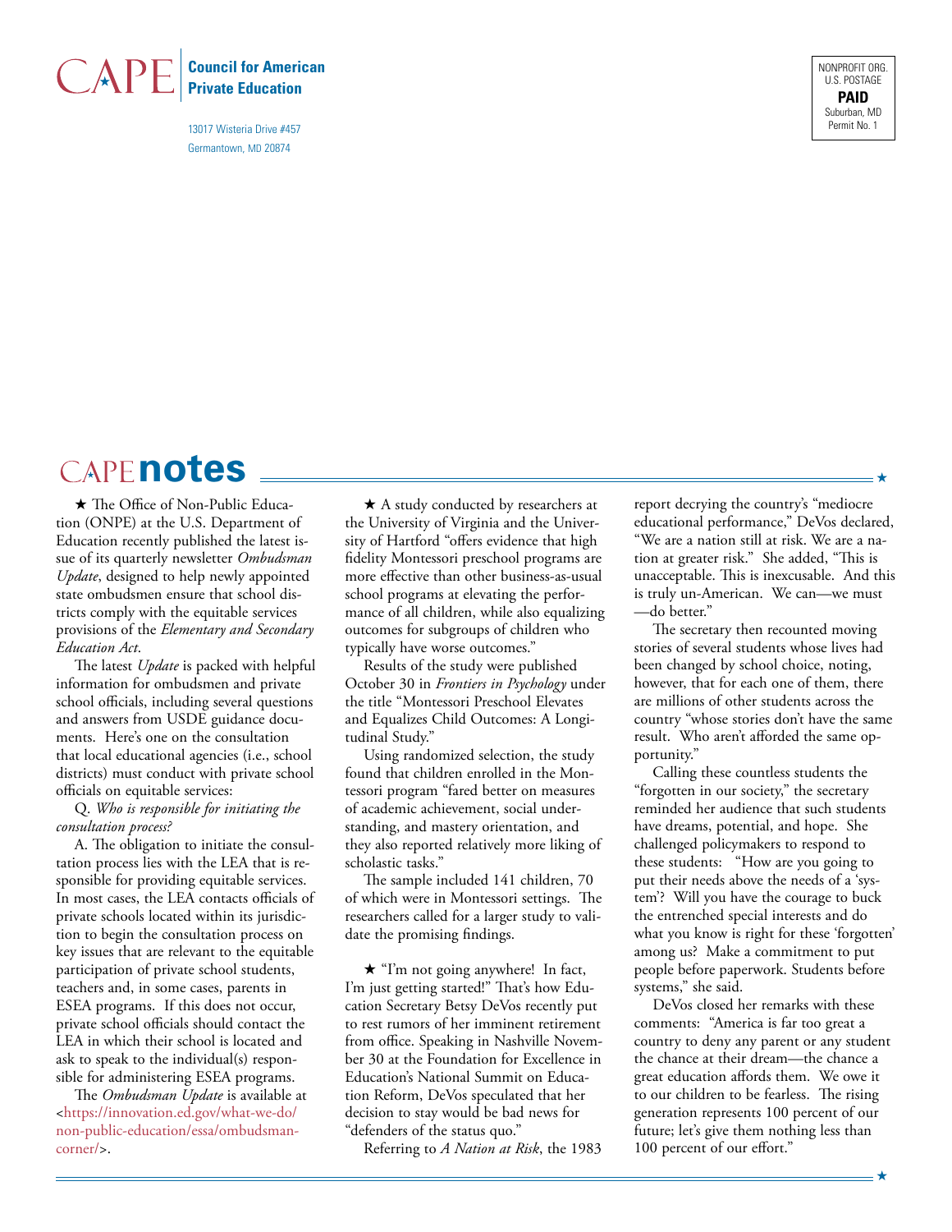CAPE Council for American Private Education

13017 Wisteria Drive #457
Germantown, MD 20874

NONPROFIT ORG.
U.S. POSTAGE
**PAID**
Suburban, MD
Permit No. 1

# CAPE notes

★ The Office of Non-Public Education (ONPE) at the U.S. Department of Education recently published the latest issue of its quarterly newsletter *Ombudsman Update*, designed to help newly appointed state ombudsmen ensure that school districts comply with the equitable services provisions of the *Elementary and Secondary Education Act*.

The latest *Update* is packed with helpful information for ombudsmen and private school officials, including several questions and answers from USDE guidance documents. Here's one on the consultation that local educational agencies (i.e., school districts) must conduct with private school officials on equitable services:

Q. *Who is responsible for initiating the consultation process?*

A. The obligation to initiate the consultation process lies with the LEA that is responsible for providing equitable services. In most cases, the LEA contacts officials of private schools located within its jurisdiction to begin the consultation process on key issues that are relevant to the equitable participation of private school students, teachers and, in some cases, parents in ESEA programs. If this does not occur, private school officials should contact the LEA in which their school is located and ask to speak to the individual(s) responsible for administering ESEA programs.

The *Ombudsman Update* is available at <https://innovation.ed.gov/what-we-do/non-public-education/essa/ombudsman-corner/>.

★ A study conducted by researchers at the University of Virginia and the University of Hartford "offers evidence that high fidelity Montessori preschool programs are more effective than other business-as-usual school programs at elevating the performance of all children, while also equalizing outcomes for subgroups of children who typically have worse outcomes."

Results of the study were published October 30 in *Frontiers in Psychology* under the title "Montessori Preschool Elevates and Equalizes Child Outcomes: A Longitudinal Study."

Using randomized selection, the study found that children enrolled in the Montessori program "fared better on measures of academic achievement, social understanding, and mastery orientation, and they also reported relatively more liking of scholastic tasks."

The sample included 141 children, 70 of which were in Montessori settings. The researchers called for a larger study to validate the promising findings.

★ "I'm not going anywhere! In fact, I'm just getting started!" That's how Education Secretary Betsy DeVos recently put to rest rumors of her imminent retirement from office. Speaking in Nashville November 30 at the Foundation for Excellence in Education's National Summit on Education Reform, DeVos speculated that her decision to stay would be bad news for "defenders of the status quo."

Referring to *A Nation at Risk*, the 1983 report decrying the country's "mediocre educational performance," DeVos declared, "We are a nation still at risk. We are a nation at greater risk." She added, "This is unacceptable. This is inexcusable. And this is truly un-American. We can—we must—do better."

The secretary then recounted moving stories of several students whose lives had been changed by school choice, noting, however, that for each one of them, there are millions of other students across the country "whose stories don't have the same result. Who aren't afforded the same opportunity."

Calling these countless students the "forgotten in our society," the secretary reminded her audience that such students have dreams, potential, and hope. She challenged policymakers to respond to these students: "How are you going to put their needs above the needs of a 'system'? Will you have the courage to buck the entrenched special interests and do what you know is right for these 'forgotten' among us? Make a commitment to put people before paperwork. Students before systems," she said.

DeVos closed her remarks with these comments: "America is far too great a country to deny any parent or any student the chance at their dream—the chance a great education affords them. We owe it to our children to be fearless. The rising generation represents 100 percent of our future; let's give them nothing less than 100 percent of our effort."